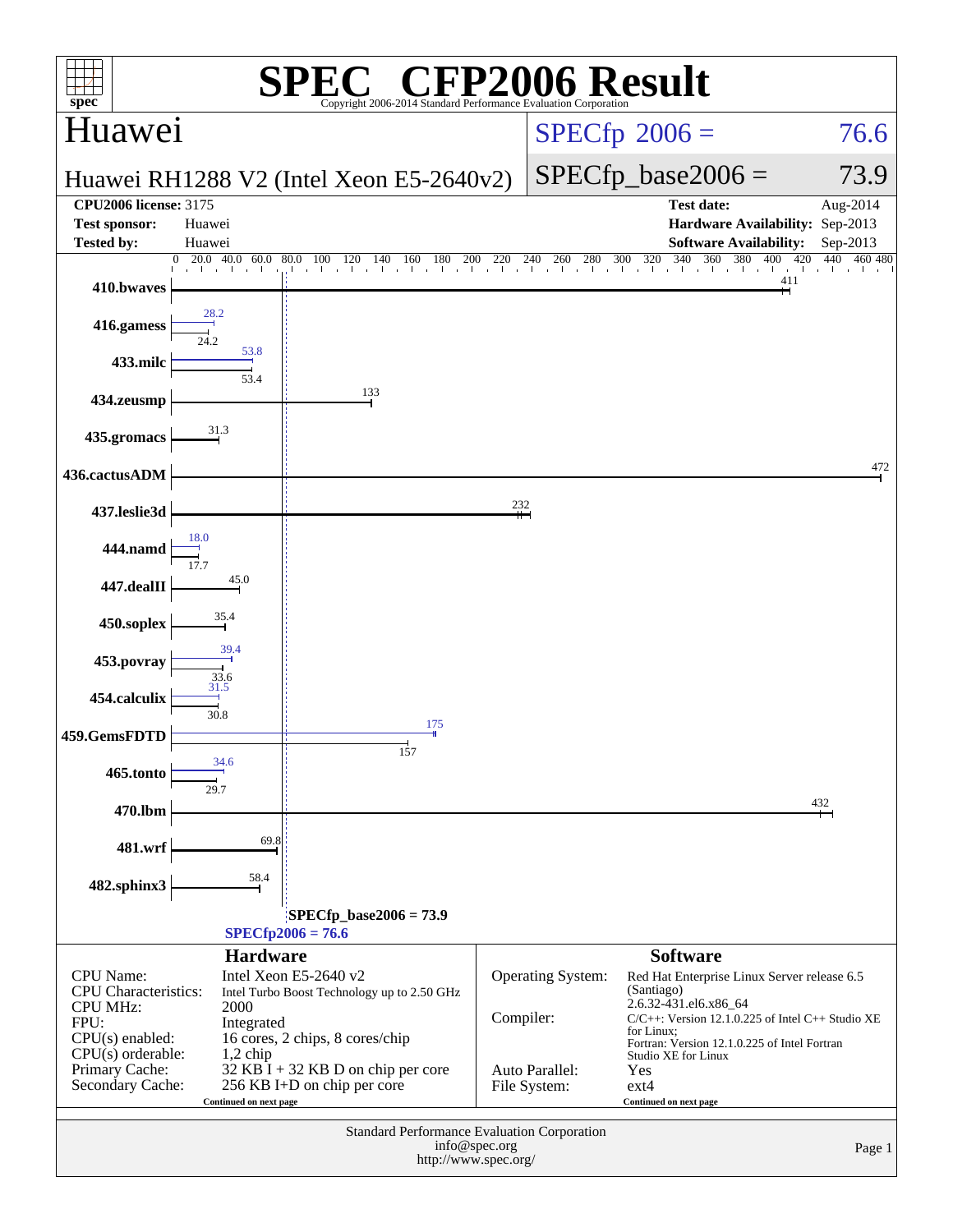# SPEC CFP2006 Result

Copyright 2006-2014 Standard Performance Evaluation Corporation

## Huawei

**Huawei RH1288 V2 (Intel Xeon E5-2640v2)**

SPECfp 2006 = 76.6

SPECfp_base2006 = 73.9

| | | | |
|---|---|---|---|
| **CPU2006 license:** 3175 | | **Test date:** | Aug-2014 |
| **Test sponsor:** | Huawei | **Hardware Availability:** | Sep-2013 |
| **Tested by:** | Huawei | **Software Availability:** | Sep-2013 |

| Benchmark | Peak | Base |
|---|---|---|
| 410.bwaves | | 411 |
| 416.gamess | 28.2 | 24.2 |
| 433.milc | 53.8 | 53.4 |
| 434.zeusmp | | 133 |
| 435.gromacs | | 31.3 |
| 436.cactusADM | | 472 |
| 437.leslie3d | | 232 |
| 444.namd | 18.0 | 17.7 |
| 447.dealII | | 45.0 |
| 450.soplex | | 35.4 |
| 453.povray | 39.4 | 33.6 |
| 454.calculix | 31.5 | 30.8 |
| 459.GemsFDTD | 175 | 157 |
| 465.tonto | 34.6 | 29.7 |
| 470.lbm | | 432 |
| 481.wrf | | 69.8 |
| 482.sphinx3 | | 58.4 |

SPECfp_base2006 = 73.9

SPECfp2006 = 76.6

### Hardware

| | |
|---|---|
| CPU Name: | Intel Xeon E5-2640 v2 |
| CPU Characteristics: | Intel Turbo Boost Technology up to 2.50 GHz |
| CPU MHz: | 2000 |
| FPU: | Integrated |
| CPU(s) enabled: | 16 cores, 2 chips, 8 cores/chip |
| CPU(s) orderable: | 1,2 chip |
| Primary Cache: | 32 KB I + 32 KB D on chip per core |
| Secondary Cache: | 256 KB I+D on chip per core |

Continued on next page

### Software

| | |
|---|---|
| Operating System: | Red Hat Enterprise Linux Server release 6.5 (Santiago) 2.6.32-431.el6.x86_64 |
| Compiler: | C/C++: Version 12.1.0.225 of Intel C++ Studio XE for Linux; Fortran: Version 12.1.0.225 of Intel Fortran Studio XE for Linux |
| Auto Parallel: | Yes |
| File System: | ext4 |

Continued on next page

Standard Performance Evaluation Corporation
info@spec.org
http://www.spec.org/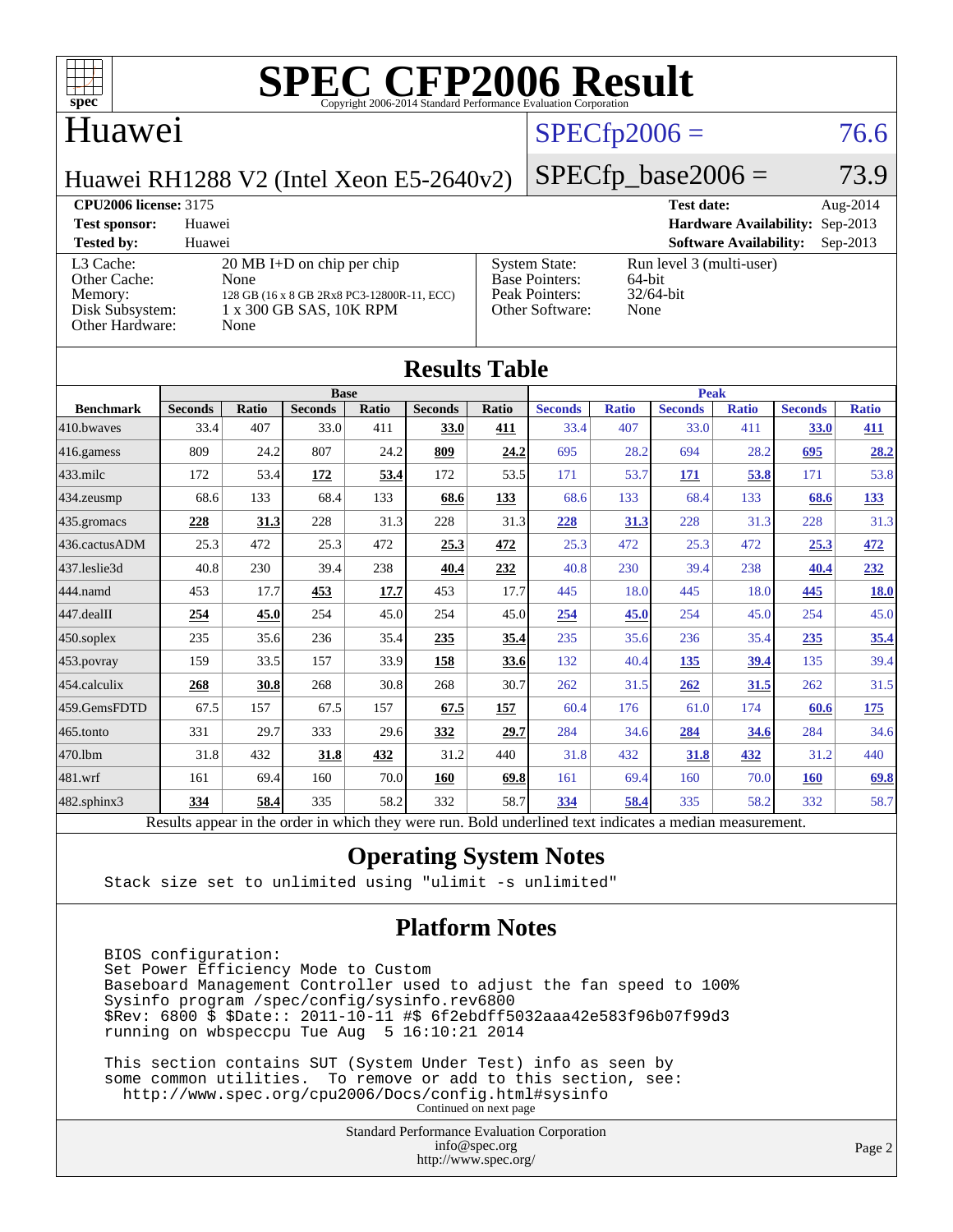# SPEC CFP2006 Result

Copyright 2006-2014 Standard Performance Evaluation Corporation

## Huawei

Huawei RH1288 V2 (Intel Xeon E5-2640v2)

SPECfp2006 = 76.6

SPECfp_base2006 = 73.9

| | | | |
|---|---|---|---|
| **CPU2006 license:** 3175 | | **Test date:** | Aug-2014 |
| **Test sponsor:** | Huawei | **Hardware Availability:** | Sep-2013 |
| **Tested by:** | Huawei | **Software Availability:** | Sep-2013 |

| | | | |
|---|---|---|---|
| L3 Cache: | 20 MB I+D on chip per chip | System State: | Run level 3 (multi-user) |
| Other Cache: | None | Base Pointers: | 64-bit |
| Memory: | 128 GB (16 x 8 GB 2Rx8 PC3-12800R-11, ECC) | Peak Pointers: | 32/64-bit |
| Disk Subsystem: | 1 x 300 GB SAS, 10K RPM | Other Software: | None |
| Other Hardware: | None | | |

## Results Table

| | Base | | | | | | Peak | | | | | |
|---|---|---|---|---|---|---|---|---|---|---|---|---|
| **Benchmark** | **Seconds** | **Ratio** | **Seconds** | **Ratio** | **Seconds** | **Ratio** | **Seconds** | **Ratio** | **Seconds** | **Ratio** | **Seconds** | **Ratio** |
| 410.bwaves | 33.4 | 407 | 33.0 | 411 | **33.0** | **411** | 33.4 | 407 | 33.0 | 411 | **33.0** | **411** |
| 416.gamess | 809 | 24.2 | 807 | 24.2 | **809** | **24.2** | 695 | 28.2 | 694 | 28.2 | **695** | **28.2** |
| 433.milc | 172 | 53.4 | **172** | **53.4** | 172 | 53.5 | 171 | 53.7 | **171** | **53.8** | 171 | 53.8 |
| 434.zeusmp | 68.6 | 133 | 68.4 | 133 | **68.6** | **133** | 68.6 | 133 | 68.4 | 133 | **68.6** | **133** |
| 435.gromacs | **228** | **31.3** | 228 | 31.3 | 228 | 31.3 | **228** | **31.3** | 228 | 31.3 | 228 | 31.3 |
| 436.cactusADM | 25.3 | 472 | 25.3 | 472 | **25.3** | **472** | 25.3 | 472 | 25.3 | 472 | **25.3** | **472** |
| 437.leslie3d | 40.8 | 230 | 39.4 | 238 | **40.4** | **232** | 40.8 | 230 | 39.4 | 238 | **40.4** | **232** |
| 444.namd | 453 | 17.7 | **453** | **17.7** | 453 | 17.7 | 445 | 18.0 | 445 | 18.0 | **445** | **18.0** |
| 447.dealII | **254** | **45.0** | 254 | 45.0 | 254 | 45.0 | **254** | **45.0** | 254 | 45.0 | 254 | 45.0 |
| 450.soplex | 235 | 35.6 | 236 | 35.4 | **235** | **35.4** | 235 | 35.6 | 236 | 35.4 | **235** | **35.4** |
| 453.povray | 159 | 33.5 | 157 | 33.9 | **158** | **33.6** | 132 | 40.4 | **135** | **39.4** | 135 | 39.4 |
| 454.calculix | **268** | **30.8** | 268 | 30.8 | 268 | 30.7 | 262 | 31.5 | **262** | **31.5** | 262 | 31.5 |
| 459.GemsFDTD | 67.5 | 157 | 67.5 | 157 | **67.5** | **157** | 60.4 | 176 | 61.0 | 174 | **60.6** | **175** |
| 465.tonto | 331 | 29.7 | 333 | 29.6 | **332** | **29.7** | 284 | 34.6 | **284** | **34.6** | 284 | 34.6 |
| 470.lbm | 31.8 | 432 | **31.8** | **432** | 31.2 | 440 | 31.8 | 432 | **31.8** | **432** | 31.2 | 440 |
| 481.wrf | 161 | 69.4 | 160 | 70.0 | **160** | **69.8** | 161 | 69.4 | 160 | 70.0 | **160** | **69.8** |
| 482.sphinx3 | **334** | **58.4** | 335 | 58.2 | 332 | 58.7 | **334** | **58.4** | 335 | 58.2 | 332 | 58.7 |

Results appear in the order in which they were run. Bold underlined text indicates a median measurement.

## Operating System Notes

```
Stack size set to unlimited using "ulimit -s unlimited"
```

## Platform Notes

```
BIOS configuration:
Set Power Efficiency Mode to Custom
Baseboard Management Controller used to adjust the fan speed to 100%
Sysinfo program /spec/config/sysinfo.rev6800
$Rev: 6800 $ $Date:: 2011-10-11 #$ 6f2ebdff5032aaa42e583f96b07f99d3
running on wbspeccpu Tue Aug  5 16:10:21 2014

This section contains SUT (System Under Test) info as seen by
some common utilities.  To remove or add to this section, see:
  http://www.spec.org/cpu2006/Docs/config.html#sysinfo
```

Continued on next page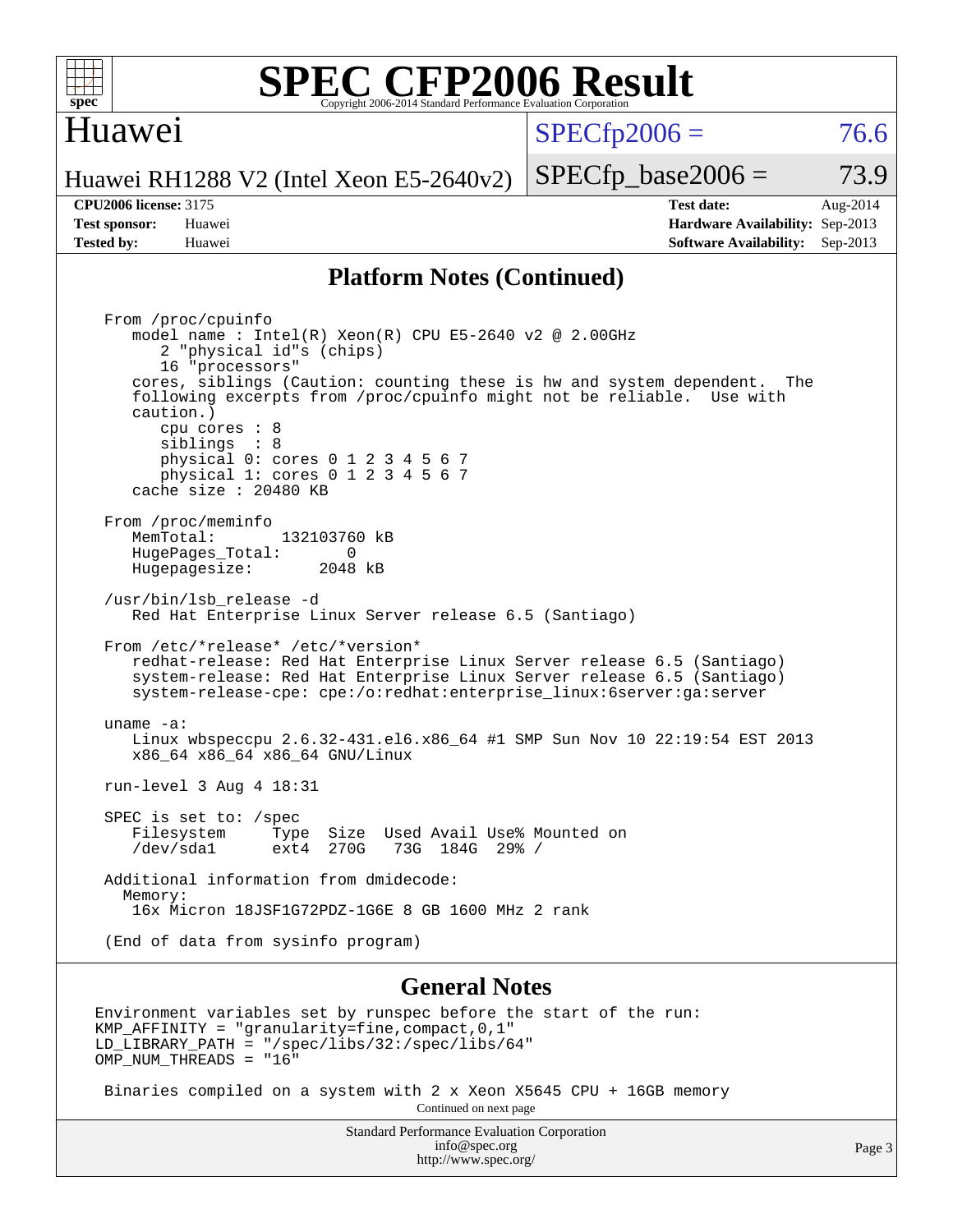## Platform Notes (Continued)

```
From /proc/cpuinfo
   model name : Intel(R) Xeon(R) CPU E5-2640 v2 @ 2.00GHz
      2 "physical id"s (chips)
      16 "processors"
   cores, siblings (Caution: counting these is hw and system dependent.  The
   following excerpts from /proc/cpuinfo might not be reliable.  Use with
   caution.)
      cpu cores : 8
      siblings  : 8
      physical 0: cores 0 1 2 3 4 5 6 7
      physical 1: cores 0 1 2 3 4 5 6 7
   cache size : 20480 KB

From /proc/meminfo
   MemTotal:       132103760 kB
   HugePages_Total:       0
   Hugepagesize:       2048 kB

/usr/bin/lsb_release -d
   Red Hat Enterprise Linux Server release 6.5 (Santiago)

From /etc/*release* /etc/*version*
   redhat-release: Red Hat Enterprise Linux Server release 6.5 (Santiago)
   system-release: Red Hat Enterprise Linux Server release 6.5 (Santiago)
   system-release-cpe: cpe:/o:redhat:enterprise_linux:6server:ga:server

uname -a:
   Linux wbspeccpu 2.6.32-431.el6.x86_64 #1 SMP Sun Nov 10 22:19:54 EST 2013
   x86_64 x86_64 x86_64 GNU/Linux

run-level 3 Aug 4 18:31

SPEC is set to: /spec
   Filesystem     Type  Size  Used Avail Use% Mounted on
   /dev/sda1      ext4  270G   73G  184G  29% /

Additional information from dmidecode:
  Memory:
   16x Micron 18JSF1G72PDZ-1G6E 8 GB 1600 MHz 2 rank

(End of data from sysinfo program)
```

## General Notes

```
Environment variables set by runspec before the start of the run:
KMP_AFFINITY = "granularity=fine,compact,0,1"
LD_LIBRARY_PATH = "/spec/libs/32:/spec/libs/64"
OMP_NUM_THREADS = "16"

 Binaries compiled on a system with 2 x Xeon X5645 CPU + 16GB memory
```

Continued on next page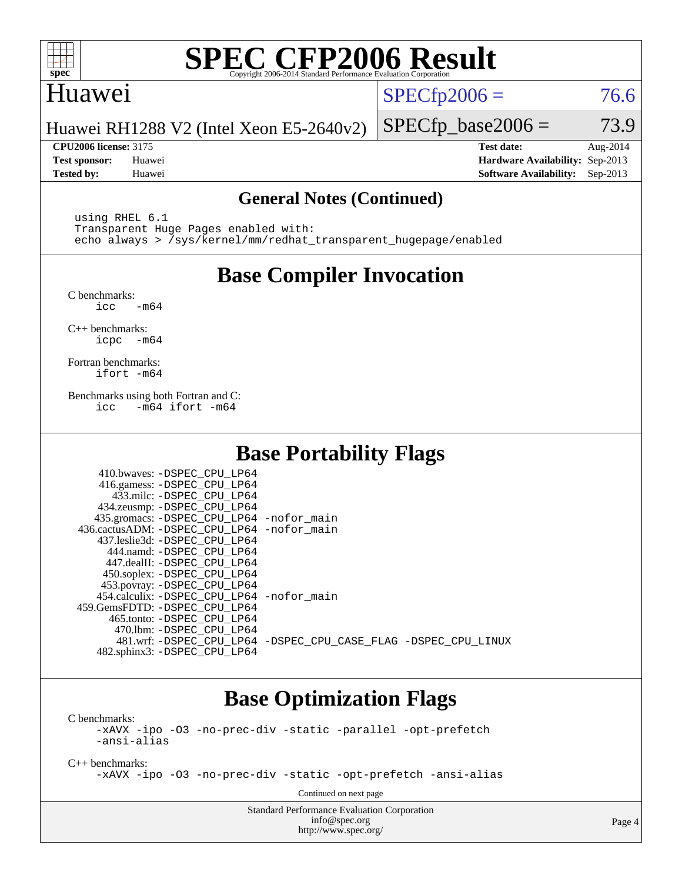# SPEC CFP2006 Result

Copyright 2006-2014 Standard Performance Evaluation Corporation

## Huawei

Huawei RH1288 V2 (Intel Xeon E5-2640v2)

SPECfp2006 = 76.6

SPECfp_base2006 = 73.9

**CPU2006 license:** 3175
**Test sponsor:** Huawei
**Tested by:** Huawei

**Test date:** Aug-2014
**Hardware Availability:** Sep-2013
**Software Availability:** Sep-2013

### General Notes (Continued)

```
using RHEL 6.1
Transparent Huge Pages enabled with:
echo always > /sys/kernel/mm/redhat_transparent_hugepage/enabled
```

## Base Compiler Invocation

C benchmarks:
```
icc   -m64
```

C++ benchmarks:
```
icpc  -m64
```

Fortran benchmarks:
```
ifort -m64
```

Benchmarks using both Fortran and C:
```
icc   -m64 ifort -m64
```

## Base Portability Flags

| Benchmark | Flags |
|---|---|
| 410.bwaves: | -DSPEC_CPU_LP64 |
| 416.gamess: | -DSPEC_CPU_LP64 |
| 433.milc: | -DSPEC_CPU_LP64 |
| 434.zeusmp: | -DSPEC_CPU_LP64 |
| 435.gromacs: | -DSPEC_CPU_LP64 -nofor_main |
| 436.cactusADM: | -DSPEC_CPU_LP64 -nofor_main |
| 437.leslie3d: | -DSPEC_CPU_LP64 |
| 444.namd: | -DSPEC_CPU_LP64 |
| 447.dealII: | -DSPEC_CPU_LP64 |
| 450.soplex: | -DSPEC_CPU_LP64 |
| 453.povray: | -DSPEC_CPU_LP64 |
| 454.calculix: | -DSPEC_CPU_LP64 -nofor_main |
| 459.GemsFDTD: | -DSPEC_CPU_LP64 |
| 465.tonto: | -DSPEC_CPU_LP64 |
| 470.lbm: | -DSPEC_CPU_LP64 |
| 481.wrf: | -DSPEC_CPU_LP64 -DSPEC_CPU_CASE_FLAG -DSPEC_CPU_LINUX |
| 482.sphinx3: | -DSPEC_CPU_LP64 |

## Base Optimization Flags

C benchmarks:
```
-xAVX -ipo -O3 -no-prec-div -static -parallel -opt-prefetch
-ansi-alias
```

C++ benchmarks:
```
-xAVX -ipo -O3 -no-prec-div -static -opt-prefetch -ansi-alias
```

Continued on next page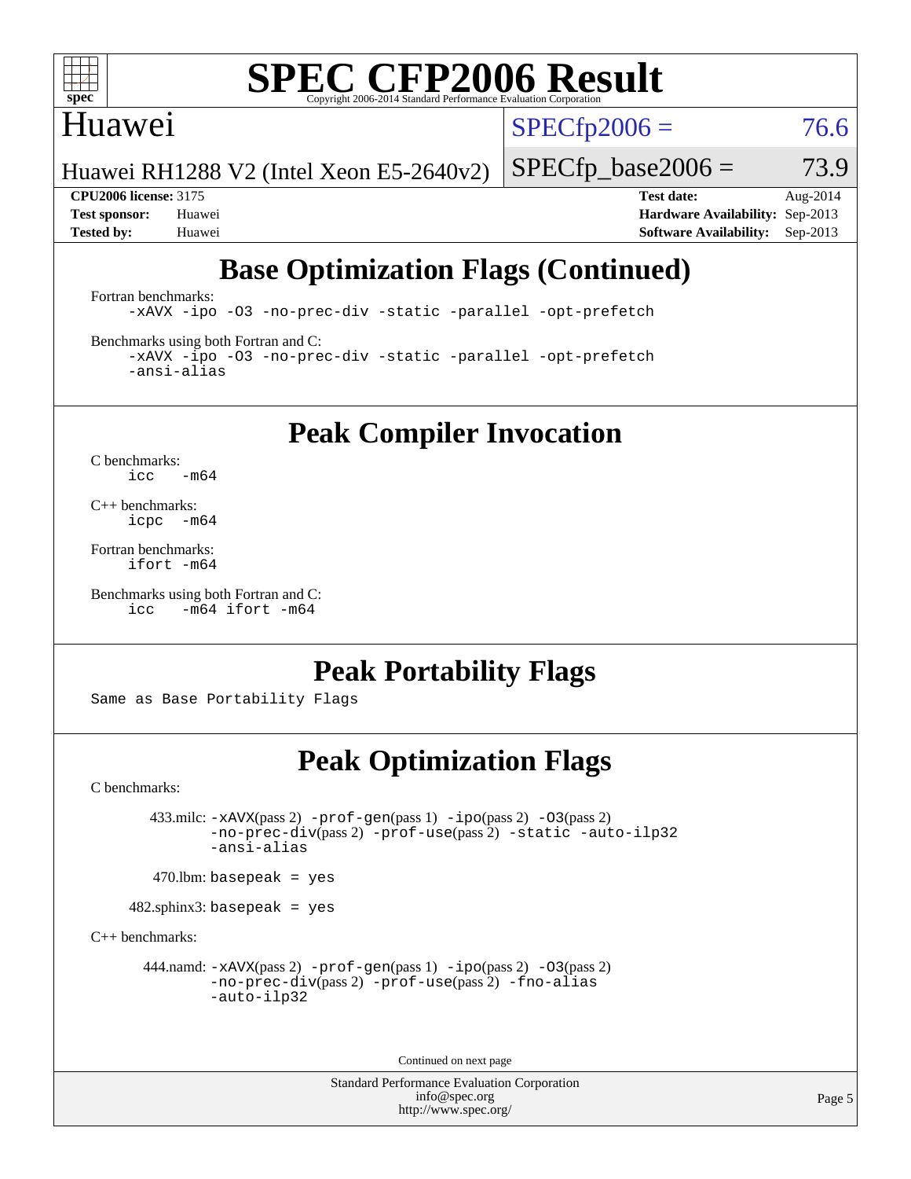# SPEC CFP2006 Result

Copyright 2006-2014 Standard Performance Evaluation Corporation

## Huawei

Huawei RH1288 V2 (Intel Xeon E5-2640v2)

SPECfp2006 = 76.6

SPECfp_base2006 = 73.9

**CPU2006 license:** 3175
**Test sponsor:** Huawei
**Tested by:** Huawei

**Test date:** Aug-2014
**Hardware Availability:** Sep-2013
**Software Availability:** Sep-2013

## Base Optimization Flags (Continued)

Fortran benchmarks:

```
-xAVX -ipo -O3 -no-prec-div -static -parallel -opt-prefetch
```

Benchmarks using both Fortran and C:

```
-xAVX -ipo -O3 -no-prec-div -static -parallel -opt-prefetch
-ansi-alias
```

## Peak Compiler Invocation

C benchmarks:

```
icc   -m64
```

C++ benchmarks:

```
icpc  -m64
```

Fortran benchmarks:

```
ifort -m64
```

Benchmarks using both Fortran and C:

```
icc   -m64 ifort -m64
```

## Peak Portability Flags

Same as Base Portability Flags

## Peak Optimization Flags

C benchmarks:

433.milc: -xAVX(pass 2) -prof-gen(pass 1) -ipo(pass 2) -O3(pass 2) -no-prec-div(pass 2) -prof-use(pass 2) -static -auto-ilp32 -ansi-alias

470.lbm: basepeak = yes

482.sphinx3: basepeak = yes

C++ benchmarks:

444.namd: -xAVX(pass 2) -prof-gen(pass 1) -ipo(pass 2) -O3(pass 2) -no-prec-div(pass 2) -prof-use(pass 2) -fno-alias -auto-ilp32

Continued on next page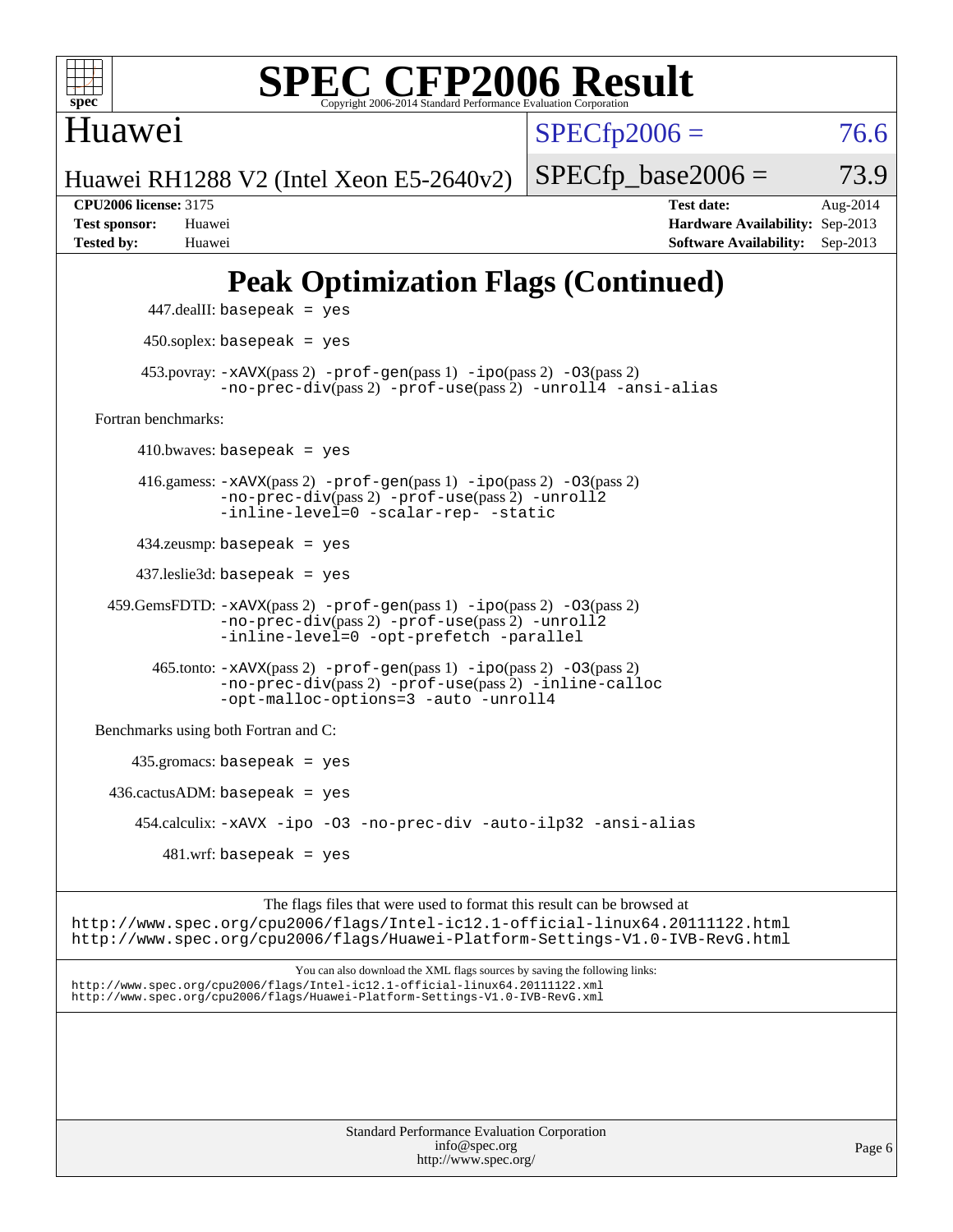# Peak Optimization Flags (Continued)

447.dealII: `basepeak = yes`

450.soplex: `basepeak = yes`

453.povray: `-xAVX`(pass 2) `-prof-gen`(pass 1) `-ipo`(pass 2) `-O3`(pass 2) `-no-prec-div`(pass 2) `-prof-use`(pass 2) `-unroll4 -ansi-alias`

Fortran benchmarks:

410.bwaves: `basepeak = yes`

416.gamess: `-xAVX`(pass 2) `-prof-gen`(pass 1) `-ipo`(pass 2) `-O3`(pass 2) `-no-prec-div`(pass 2) `-prof-use`(pass 2) `-unroll2 -inline-level=0 -scalar-rep- -static`

434.zeusmp: `basepeak = yes`

437.leslie3d: `basepeak = yes`

459.GemsFDTD: `-xAVX`(pass 2) `-prof-gen`(pass 1) `-ipo`(pass 2) `-O3`(pass 2) `-no-prec-div`(pass 2) `-prof-use`(pass 2) `-unroll2 -inline-level=0 -opt-prefetch -parallel`

465.tonto: `-xAVX`(pass 2) `-prof-gen`(pass 1) `-ipo`(pass 2) `-O3`(pass 2) `-no-prec-div`(pass 2) `-prof-use`(pass 2) `-inline-calloc -opt-malloc-options=3 -auto -unroll4`

Benchmarks using both Fortran and C:

435.gromacs: `basepeak = yes`

436.cactusADM: `basepeak = yes`

454.calculix: `-xAVX -ipo -O3 -no-prec-div -auto-ilp32 -ansi-alias`

481.wrf: `basepeak = yes`

The flags files that were used to format this result can be browsed at
http://www.spec.org/cpu2006/flags/Intel-ic12.1-official-linux64.20111122.html
http://www.spec.org/cpu2006/flags/Huawei-Platform-Settings-V1.0-IVB-RevG.html

You can also download the XML flags sources by saving the following links:
http://www.spec.org/cpu2006/flags/Intel-ic12.1-official-linux64.20111122.xml
http://www.spec.org/cpu2006/flags/Huawei-Platform-Settings-V1.0-IVB-RevG.xml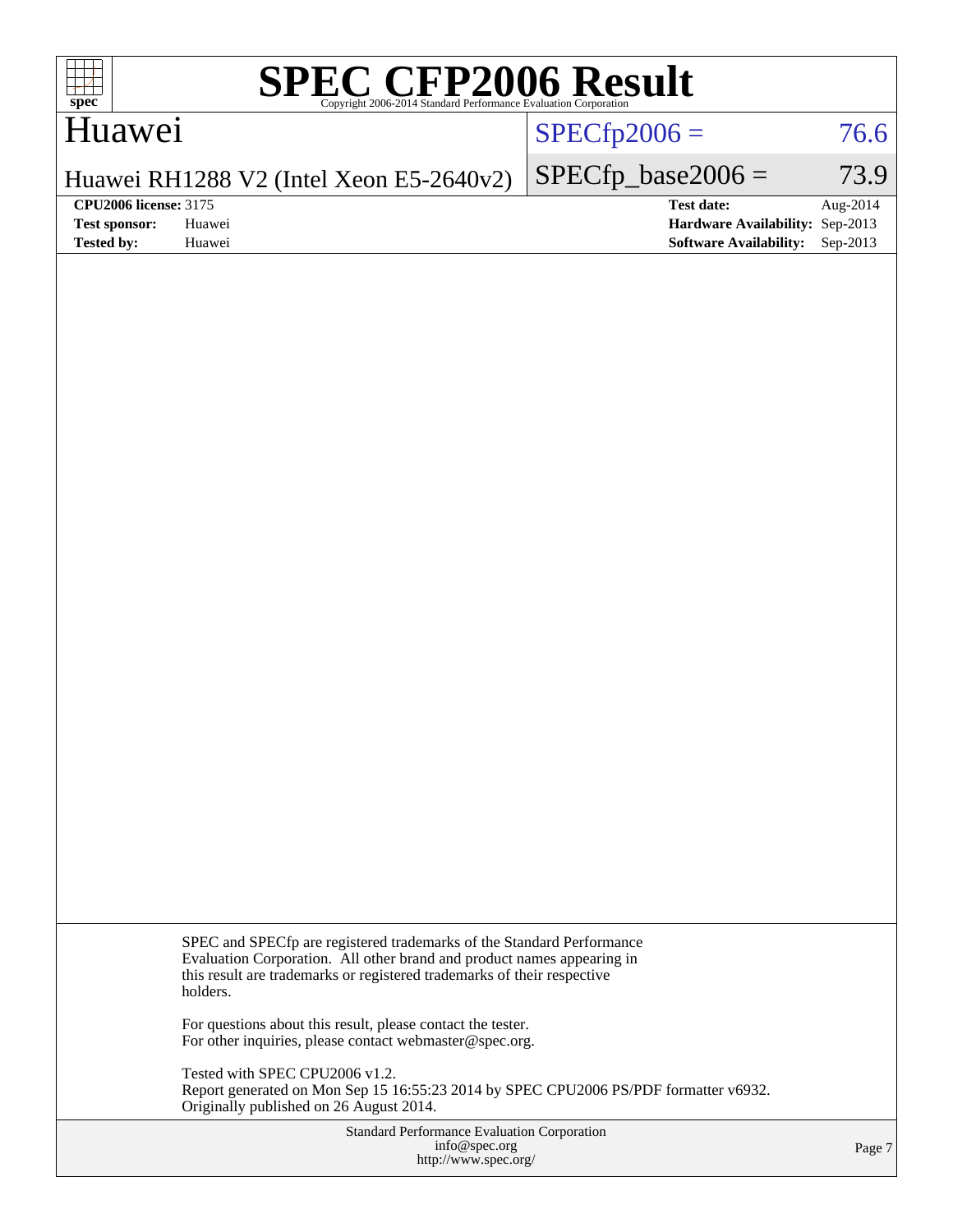# SPEC CFP2006 Result

Copyright 2006-2014 Standard Performance Evaluation Corporation

## Huawei

Huawei RH1288 V2 (Intel Xeon E5-2640v2)

SPECfp2006 = 76.6

SPECfp_base2006 = 73.9

**CPU2006 license:** 3175
**Test sponsor:** Huawei
**Tested by:** Huawei

**Test date:** Aug-2014
**Hardware Availability:** Sep-2013
**Software Availability:** Sep-2013

SPEC and SPECfp are registered trademarks of the Standard Performance Evaluation Corporation. All other brand and product names appearing in this result are trademarks or registered trademarks of their respective holders.

For questions about this result, please contact the tester.
For other inquiries, please contact webmaster@spec.org.

Tested with SPEC CPU2006 v1.2.
Report generated on Mon Sep 15 16:55:23 2014 by SPEC CPU2006 PS/PDF formatter v6932.
Originally published on 26 August 2014.

Standard Performance Evaluation Corporation
info@spec.org
http://www.spec.org/